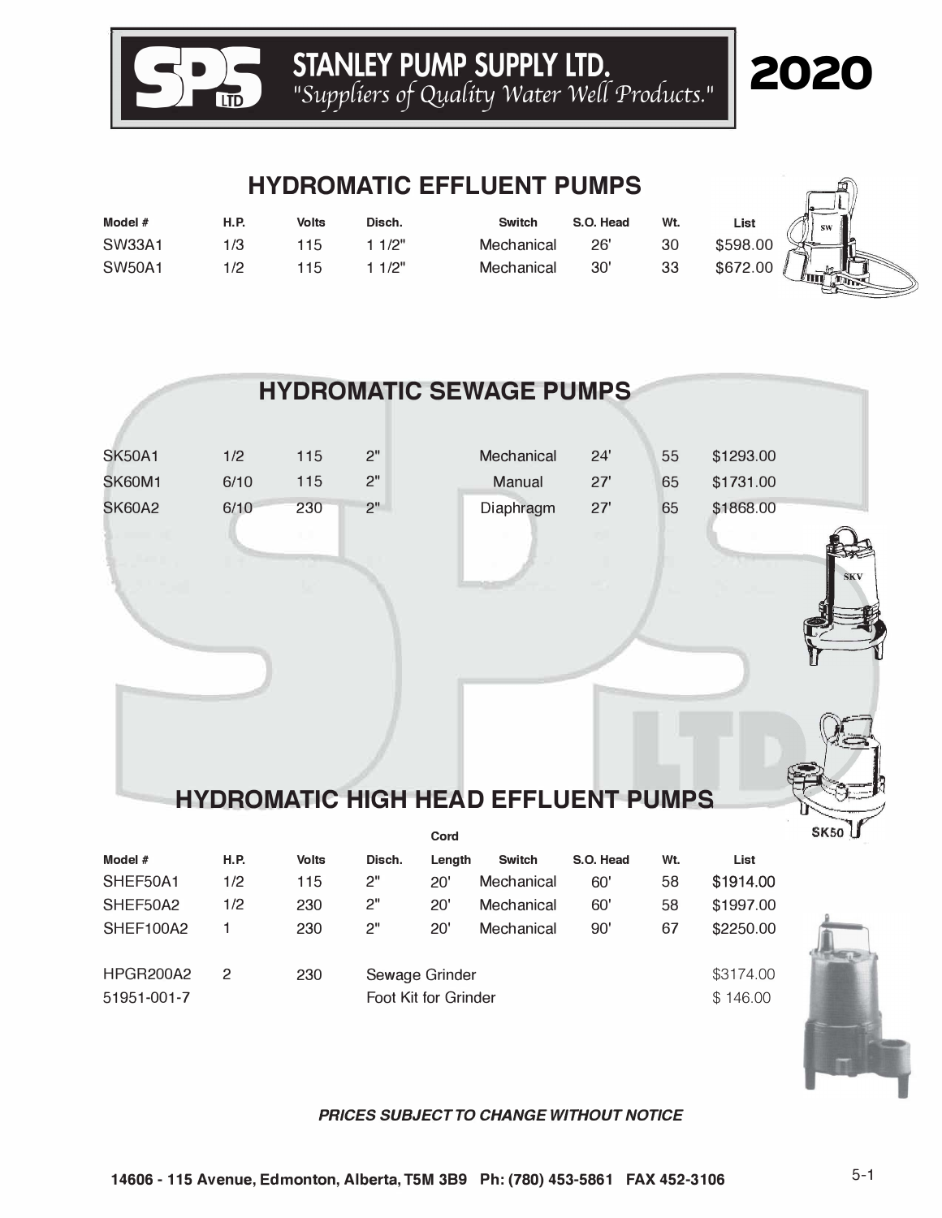# STANLEY PUMP SUPPLY LTD.

*"Suppliers of Quality Water Well Products."*

**2020**

## HYDROMATIC EFFLUENT PUMPS

| Model # | H.P. | Volts | Disch. | Switch | S.O. Head | Wt. | List |
|---|---|---|---|---|---|---|---|
| SW33A1 | 1/3 | 115 | 1 1/2" | Mechanical | 26' | 30 | $598.00 |
| SW50A1 | 1/2 | 115 | 1 1/2" | Mechanical | 30' | 33 | $672.00 |

## HYDROMATIC SEWAGE PUMPS

| Model # | H.P. | Volts | Disch. | Switch | S.O. Head | Wt. | List |
|---|---|---|---|---|---|---|---|
| SK50A1 | 1/2 | 115 | 2" | Mechanical | 24' | 55 | $1293.00 |
| SK60M1 | 6/10 | 115 | 2" | Manual | 27' | 65 | $1731.00 |
| SK60A2 | 6/10 | 230 | 2" | Diaphragm | 27' | 65 | $1868.00 |

SK50

## HYDROMATIC HIGH HEAD EFFLUENT PUMPS

| Model # | H.P. | Volts | Disch. | Cord Length | Switch | S.O. Head | Wt. | List |
|---|---|---|---|---|---|---|---|---|
| SHEF50A1 | 1/2 | 115 | 2" | 20' | Mechanical | 60' | 58 | $1914.00 |
| SHEF50A2 | 1/2 | 230 | 2" | 20' | Mechanical | 60' | 58 | $1997.00 |
| SHEF100A2 | 1 | 230 | 2" | 20' | Mechanical | 90' | 67 | $2250.00 |
| HPGR200A2 | 2 | 230 | Sewage Grinder | | | | | $3174.00 |
| 51951-001-7 | | | Foot Kit for Grinder | | | | | $ 146.00 |

***PRICES SUBJECT TO CHANGE WITHOUT NOTICE***

**14606 - 115 Avenue, Edmonton, Alberta, T5M 3B9 Ph: (780) 453-5861 FAX 452-3106**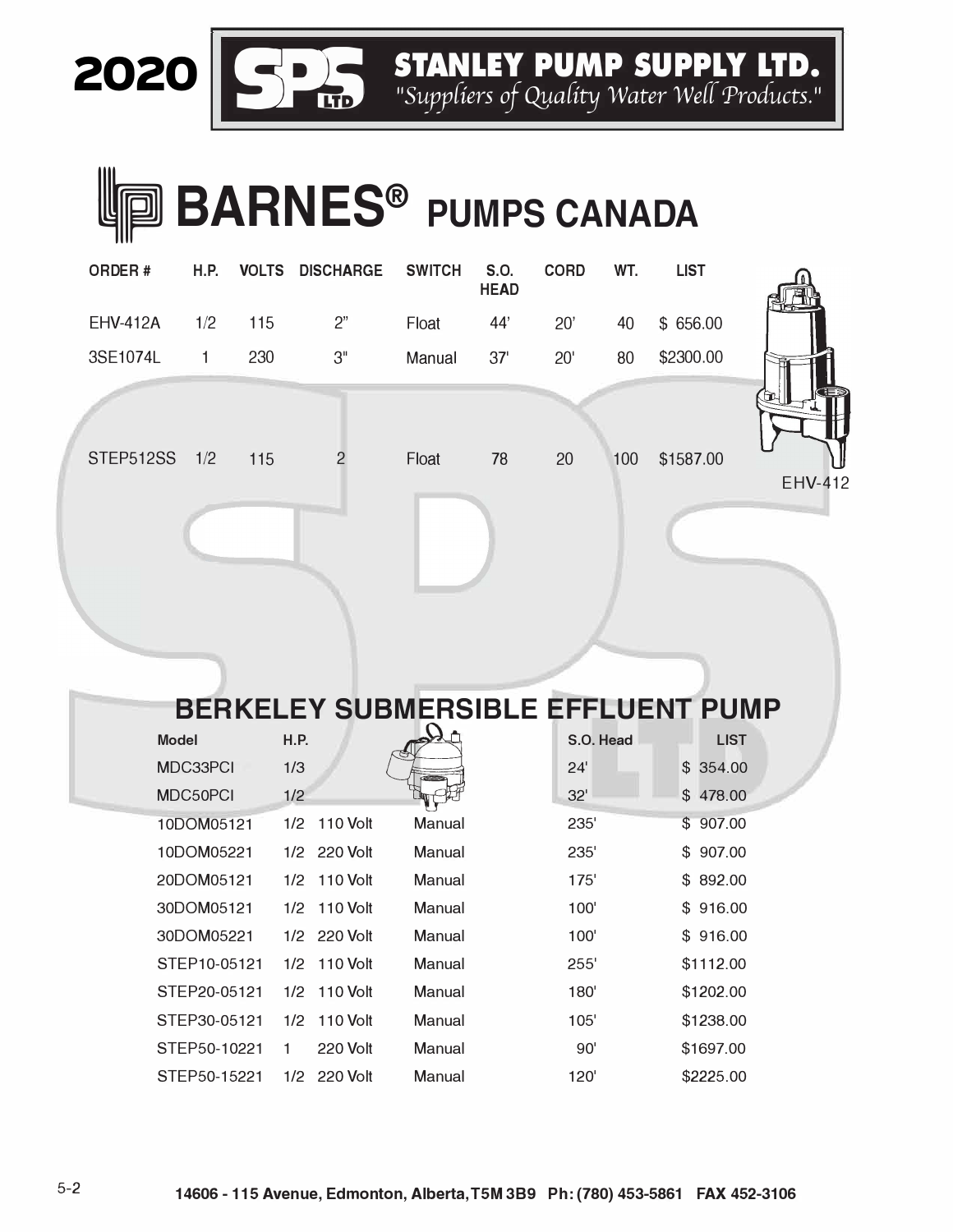# 2020 STANLEY PUMP SUPPLY LTD.

*"Suppliers of Quality Water Well Products."*

# BARNES® PUMPS CANADA

| ORDER # | H.P. | VOLTS | DISCHARGE | SWITCH | S.O. HEAD | CORD | WT. | LIST |
|---|---|---|---|---|---|---|---|---|
| EHV-412A | 1/2 | 115 | 2" | Float | 44' | 20' | 40 | $ 656.00 |
| 3SE1074L | 1 | 230 | 3" | Manual | 37' | 20' | 80 | $2300.00 |
| STEP512SS | 1/2 | 115 | 2 | Float | 78 | 20 | 100 | $1587.00 |

EHV-412

## BERKELEY SUBMERSIBLE EFFLUENT PUMP

| Model | H.P. | | | S.O. Head | LIST |
|---|---|---|---|---|---|
| MDC33PCI | 1/3 | | | 24' | $ 354.00 |
| MDC50PCI | 1/2 | | | 32' | $ 478.00 |
| 10DOM05121 | 1/2 | 110 Volt | Manual | 235' | $ 907.00 |
| 10DOM05221 | 1/2 | 220 Volt | Manual | 235' | $ 907.00 |
| 20DOM05121 | 1/2 | 110 Volt | Manual | 175' | $ 892.00 |
| 30DOM05121 | 1/2 | 110 Volt | Manual | 100' | $ 916.00 |
| 30DOM05221 | 1/2 | 220 Volt | Manual | 100' | $ 916.00 |
| STEP10-05121 | 1/2 | 110 Volt | Manual | 255' | $1112.00 |
| STEP20-05121 | 1/2 | 110 Volt | Manual | 180' | $1202.00 |
| STEP30-05121 | 1/2 | 110 Volt | Manual | 105' | $1238.00 |
| STEP50-10221 | 1 | 220 Volt | Manual | 90' | $1697.00 |
| STEP50-15221 | 1/2 | 220 Volt | Manual | 120' | $2225.00 |

14606 - 115 Avenue, Edmonton, Alberta, T5M 3B9 Ph: (780) 453-5861 FAX 452-3106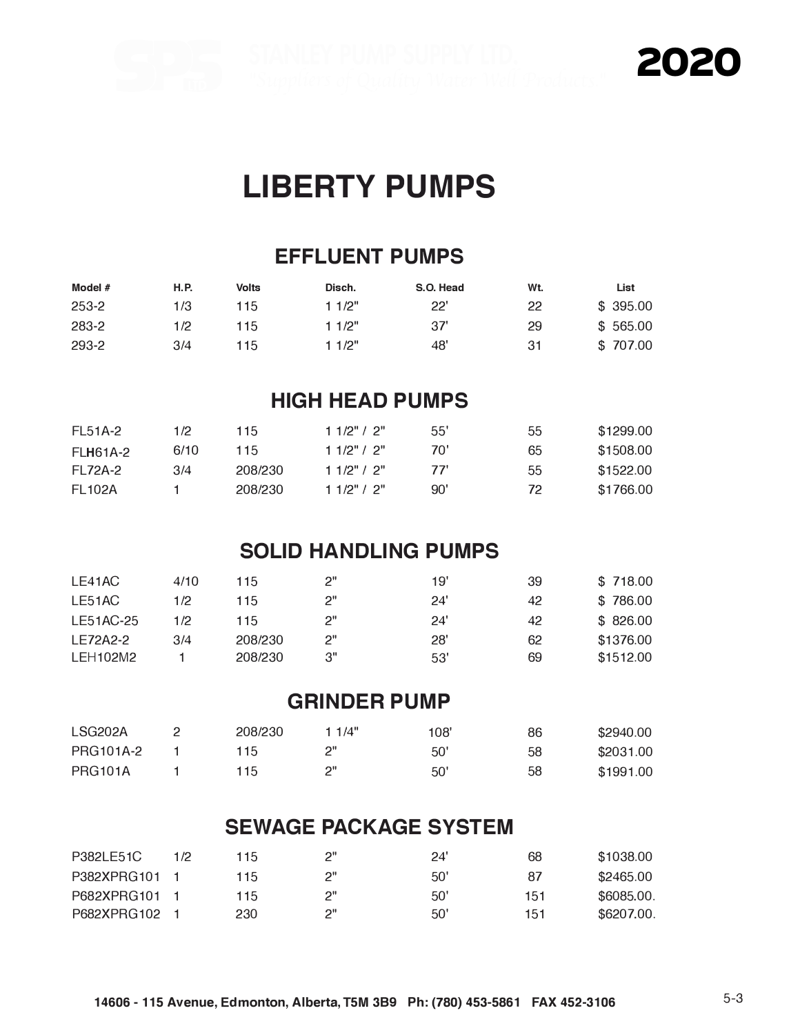# LIBERTY PUMPS

## EFFLUENT PUMPS

| Model # | H.P. | Volts | Disch. | S.O. Head | Wt. | List |
|---|---|---|---|---|---|---|
| 253-2 | 1/3 | 115 | 1 1/2" | 22' | 22 | $ 395.00 |
| 283-2 | 1/2 | 115 | 1 1/2" | 37' | 29 | $ 565.00 |
| 293-2 | 3/4 | 115 | 1 1/2" | 48' | 31 | $ 707.00 |

## HIGH HEAD PUMPS

| Model # | H.P. | Volts | Disch. | S.O. Head | Wt. | List |
|---|---|---|---|---|---|---|
| FL51A-2 | 1/2 | 115 | 1 1/2" / 2" | 55' | 55 | $1299.00 |
| FLH61A-2 | 6/10 | 115 | 1 1/2" / 2" | 70' | 65 | $1508.00 |
| FL72A-2 | 3/4 | 208/230 | 1 1/2" / 2" | 77' | 55 | $1522.00 |
| FL102A | 1 | 208/230 | 1 1/2" / 2" | 90' | 72 | $1766.00 |

## SOLID HANDLING PUMPS

| Model # | H.P. | Volts | Disch. | S.O. Head | Wt. | List |
|---|---|---|---|---|---|---|
| LE41AC | 4/10 | 115 | 2" | 19' | 39 | $ 718.00 |
| LE51AC | 1/2 | 115 | 2" | 24' | 42 | $ 786.00 |
| LE51AC-25 | 1/2 | 115 | 2" | 24' | 42 | $ 826.00 |
| LE72A2-2 | 3/4 | 208/230 | 2" | 28' | 62 | $1376.00 |
| LEH102M2 | 1 | 208/230 | 3" | 53' | 69 | $1512.00 |

## GRINDER PUMP

| Model # | H.P. | Volts | Disch. | S.O. Head | Wt. | List |
|---|---|---|---|---|---|---|
| LSG202A | 2 | 208/230 | 1 1/4" | 108' | 86 | $2940.00 |
| PRG101A-2 | 1 | 115 | 2" | 50' | 58 | $2031.00 |
| PRG101A | 1 | 115 | 2" | 50' | 58 | $1991.00 |

## SEWAGE PACKAGE SYSTEM

| Model # | H.P. | Volts | Disch. | S.O. Head | Wt. | List |
|---|---|---|---|---|---|---|
| P382LE51C | 1/2 | 115 | 2" | 24' | 68 | $1038.00 |
| P382XPRG101 | 1 | 115 | 2" | 50' | 87 | $2465.00 |
| P682XPRG101 | 1 | 115 | 2" | 50' | 151 | $6085.00. |
| P682XPRG102 | 1 | 230 | 2" | 50' | 151 | $6207.00. |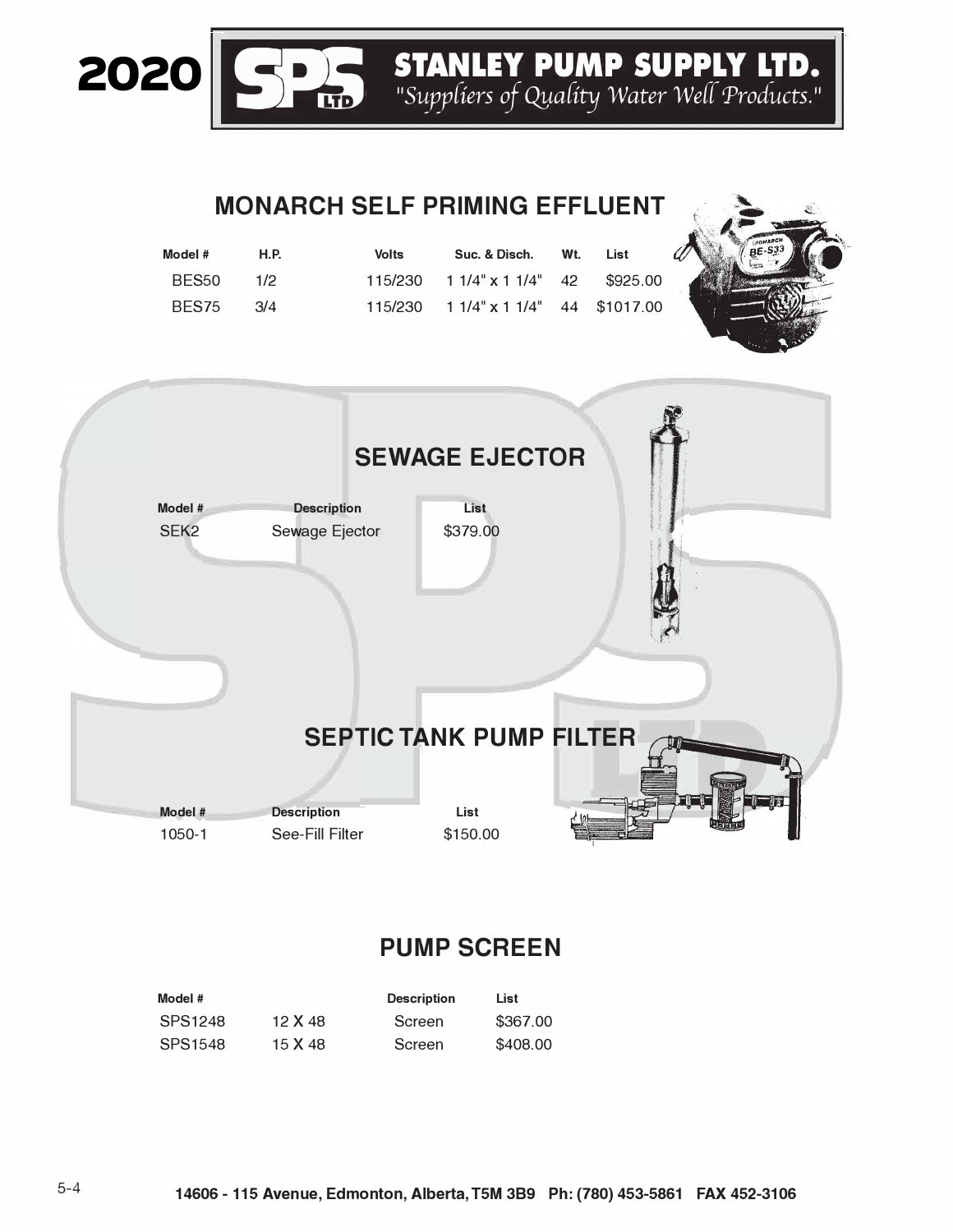## MONARCH SELF PRIMING EFFLUENT

| Model # | H.P. | Volts | Suc. & Disch. | Wt. | List |
|---|---|---|---|---|---|
| BES50 | 1/2 | 115/230 | 1 1/4" x 1 1/4" | 42 | $925.00 |
| BES75 | 3/4 | 115/230 | 1 1/4" x 1 1/4" | 44 | $1017.00 |

## SEWAGE EJECTOR

| Model # | Description | List |
|---|---|---|
| SEK2 | Sewage Ejector | $379.00 |

## SEPTIC TANK PUMP FILTER

| Model # | Description | List |
|---|---|---|
| 1050-1 | See-Fill Filter | $150.00 |

## PUMP SCREEN

| Model # | | Description | List |
|---|---|---|---|
| SPS1248 | 12 X 48 | Screen | $367.00 |
| SPS1548 | 15 X 48 | Screen | $408.00 |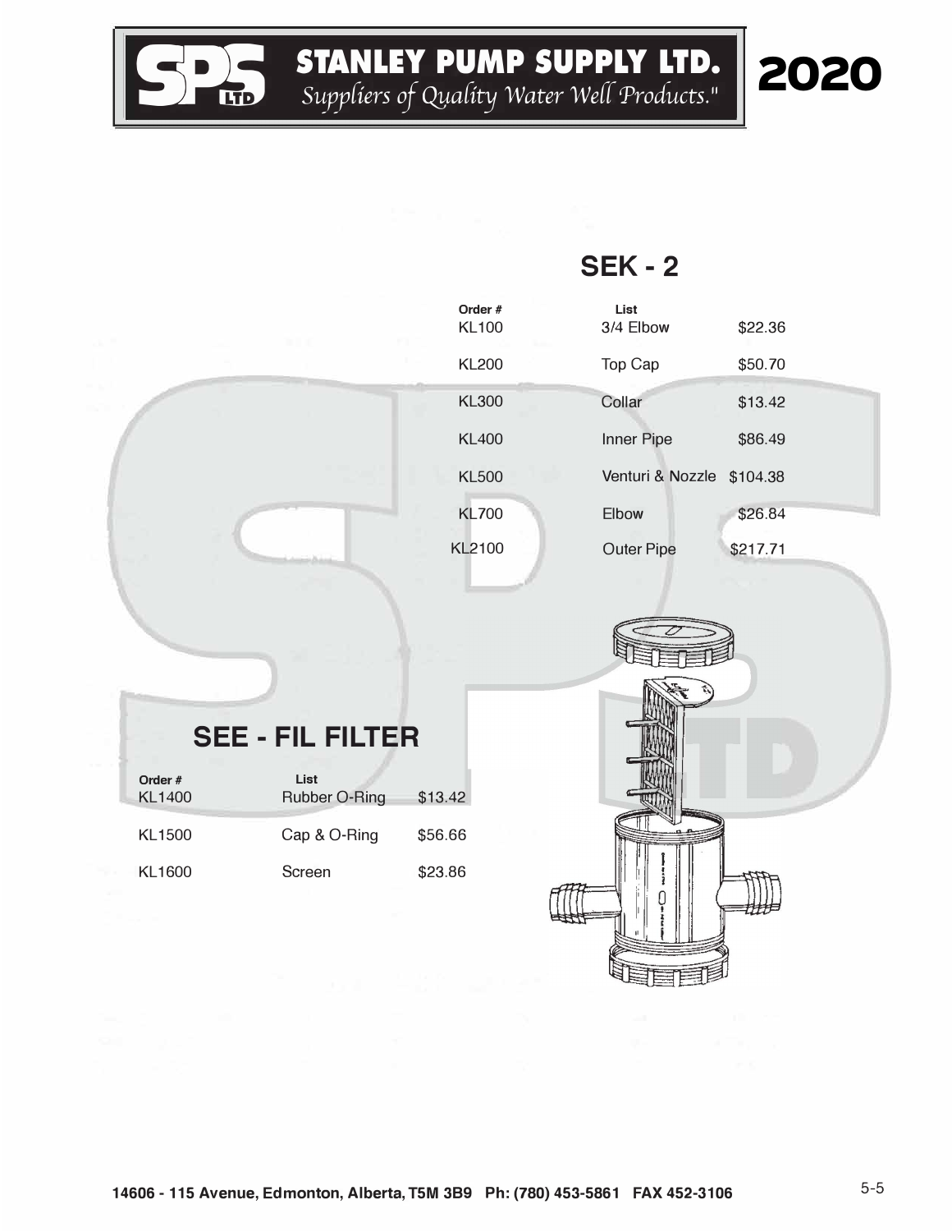## SEK - 2

| Order # | List | |
|---|---|---|
| KL100 | 3/4 Elbow | $22.36 |
| KL200 | Top Cap | $50.70 |
| KL300 | Collar | $13.42 |
| KL400 | Inner Pipe | $86.49 |
| KL500 | Venturi & Nozzle | $104.38 |
| KL700 | Elbow | $26.84 |
| KL2100 | Outer Pipe | $217.71 |

## SEE - FIL FILTER

| Order # | List | |
|---|---|---|
| KL1400 | Rubber O-Ring | $13.42 |
| KL1500 | Cap & O-Ring | $56.66 |
| KL1600 | Screen | $23.86 |

14606 - 115 Avenue, Edmonton, Alberta, T5M 3B9 Ph: (780) 453-5861 FAX 452-3106